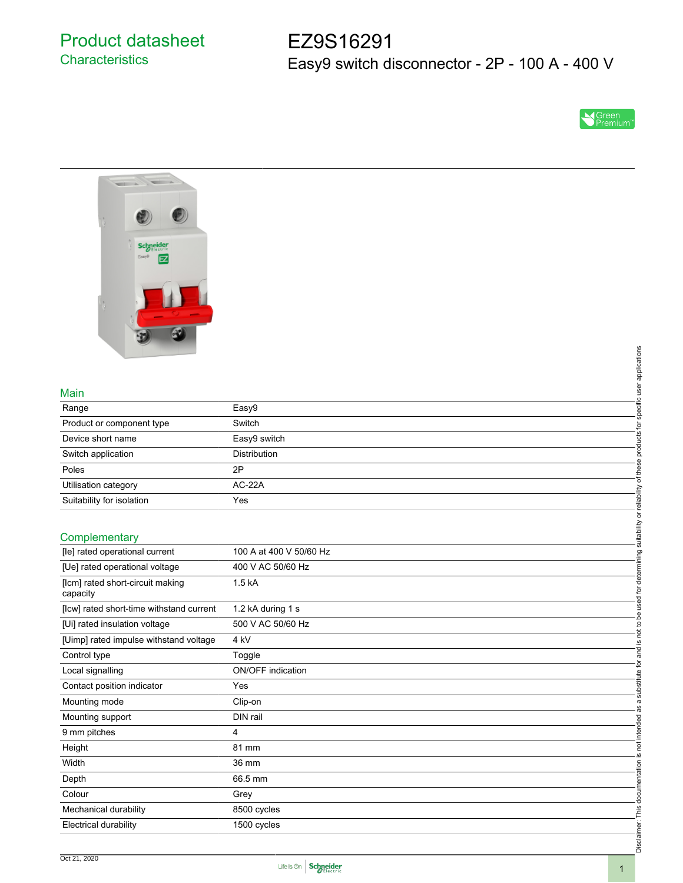# Product datasheet

## Characteristics

# EZ9S16291

Easy9 switch disconnector - 2P - 100 A - 400 V

Green Premium™

## Main

| | |
|---|---|
| Range | Easy9 |
| Product or component type | Switch |
| Device short name | Easy9 switch |
| Switch application | Distribution |
| Poles | 2P |
| Utilisation category | AC-22A |
| Suitability for isolation | Yes |

## Complementary

| | |
|---|---|
| [Ie] rated operational current | 100 A at 400 V 50/60 Hz |
| [Ue] rated operational voltage | 400 V AC 50/60 Hz |
| [Icm] rated short-circuit making capacity | 1.5 kA |
| [Icw] rated short-time withstand current | 1.2 kA during 1 s |
| [Ui] rated insulation voltage | 500 V AC 50/60 Hz |
| [Uimp] rated impulse withstand voltage | 4 kV |
| Control type | Toggle |
| Local signalling | ON/OFF indication |
| Contact position indicator | Yes |
| Mounting mode | Clip-on |
| Mounting support | DIN rail |
| 9 mm pitches | 4 |
| Height | 81 mm |
| Width | 36 mm |
| Depth | 66.5 mm |
| Colour | Grey |
| Mechanical durability | 8500 cycles |
| Electrical durability | 1500 cycles |

Disclaimer: This documentation is not intended as a substitute for and is not to be used for determining suitability or reliability of these products for specific user applications

Oct 21, 2020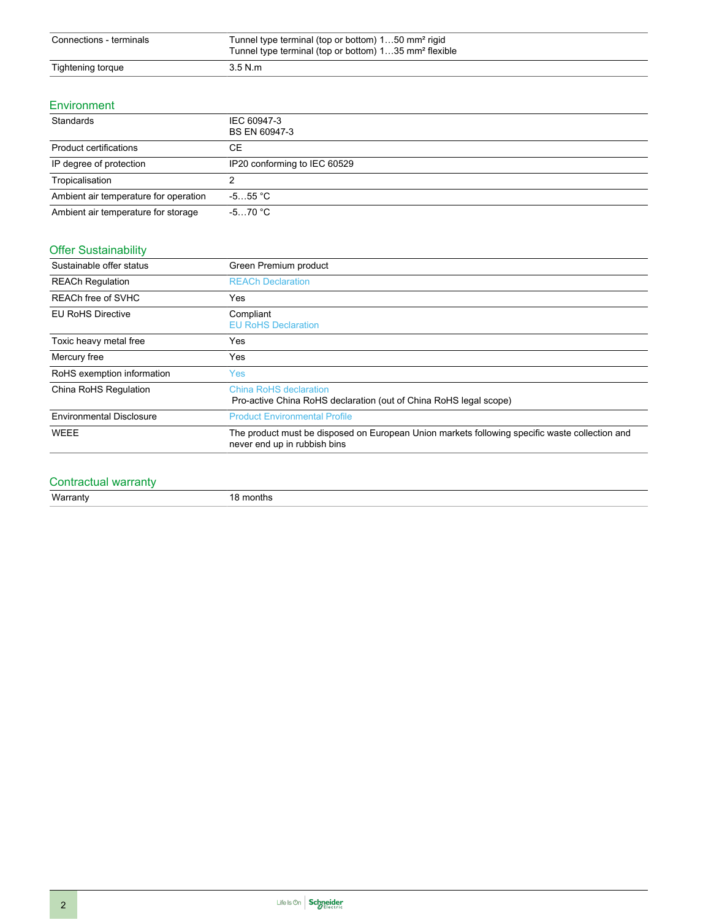| | |
|---|---|
| Connections - terminals | Tunnel type terminal (top or bottom) 1…50 mm² rigid<br>Tunnel type terminal (top or bottom) 1…35 mm² flexible |
| Tightening torque | 3.5 N.m |

## Environment

| | |
|---|---|
| Standards | IEC 60947-3<br>BS EN 60947-3 |
| Product certifications | CE |
| IP degree of protection | IP20 conforming to IEC 60529 |
| Tropicalisation | 2 |
| Ambient air temperature for operation | -5…55 °C |
| Ambient air temperature for storage | -5…70 °C |

## Offer Sustainability

| | |
|---|---|
| Sustainable offer status | Green Premium product |
| REACh Regulation | REACh Declaration |
| REACh free of SVHC | Yes |
| EU RoHS Directive | Compliant<br>EU RoHS Declaration |
| Toxic heavy metal free | Yes |
| Mercury free | Yes |
| RoHS exemption information | Yes |
| China RoHS Regulation | China RoHS declaration<br>Pro-active China RoHS declaration (out of China RoHS legal scope) |
| Environmental Disclosure | Product Environmental Profile |
| WEEE | The product must be disposed on European Union markets following specific waste collection and never end up in rubbish bins |

## Contractual warranty

| | |
|---|---|
| Warranty | 18 months |